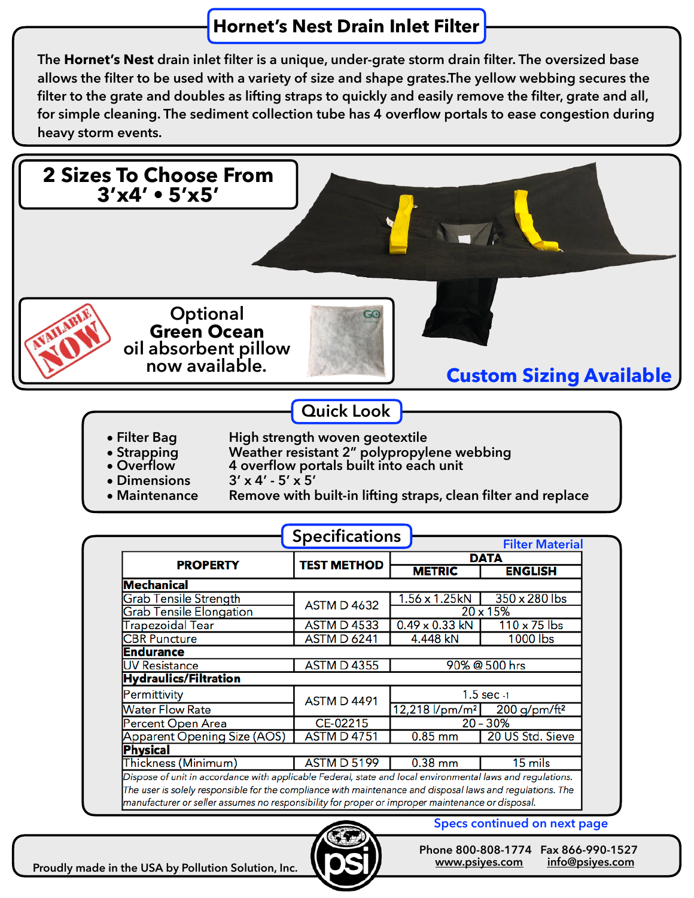# Hornet's Nest Drain Inlet Filter

The **Hornet's Nest** drain inlet filter is a unique, under-grate storm drain filter. The oversized base allows the filter to be used with a variety of size and shape grates.The yellow webbing secures the filter to the grate and doubles as lifting straps to quickly and easily remove the filter, grate and all, for simple cleaning. The sediment collection tube has 4 overflow portals to ease congestion during heavy storm events.

## 2 Sizes To Choose From
## 3'x4' • 5'x5'

AVAILABLE NOW

Optional
**Green Ocean**
oil absorbent pillow
now available.

**Custom Sizing Available**

## Quick Look

- Filter Bag — High strength woven geotextile
- Strapping — Weather resistant 2" polypropylene webbing
- Overflow — 4 overflow portals built into each unit
- Dimensions — 3' x 4' - 5' x 5'
- Maintenance — Remove with built-in lifting straps, clean filter and replace

## Specifications

Filter Material

| PROPERTY | TEST METHOD | DATA | |
|---|---|---|---|
| | | METRIC | ENGLISH |
| **Mechanical** | | | |
| Grab Tensile Strength | ASTM D 4632 | 1.56 x 1.25kN | 350 x 280 lbs |
| Grab Tensile Elongation | ASTM D 4632 | 20 x 15% | |
| Trapezoidal Tear | ASTM D 4533 | 0.49 x 0.33 kN | 110 x 75 lbs |
| CBR Puncture | ASTM D 6241 | 4.448 kN | 1000 lbs |
| **Endurance** | | | |
| UV Resistance | ASTM D 4355 | 90% @ 500 hrs | |
| **Hydraulics/Filtration** | | | |
| Permittivity | ASTM D 4491 | 1.5 sec $^{-1}$ | |
| Water Flow Rate | ASTM D 4491 | 12,218 l/pm/m² | 200 g/pm/ft² |
| Percent Open Area | CE-02215 | 20 – 30% | |
| Apparent Opening Size (AOS) | ASTM D 4751 | 0.85 mm | 20 US Std. Sieve |
| **Physical** | | | |
| Thickness (Minimum) | ASTM D 5199 | 0.38 mm | 15 mils |

*Dispose of unit in accordance with applicable Federal, state and local environmental laws and regulations. The user is solely responsible for the compliance with maintenance and disposal laws and regulations. The manufacturer or seller assumes no responsibility for proper or improper maintenance or disposal.*

Specs continued on next page

Proudly made in the USA by Pollution Solution, Inc.

Phone 800-808-1774 Fax 866-990-1527
www.psiyes.com info@psiyes.com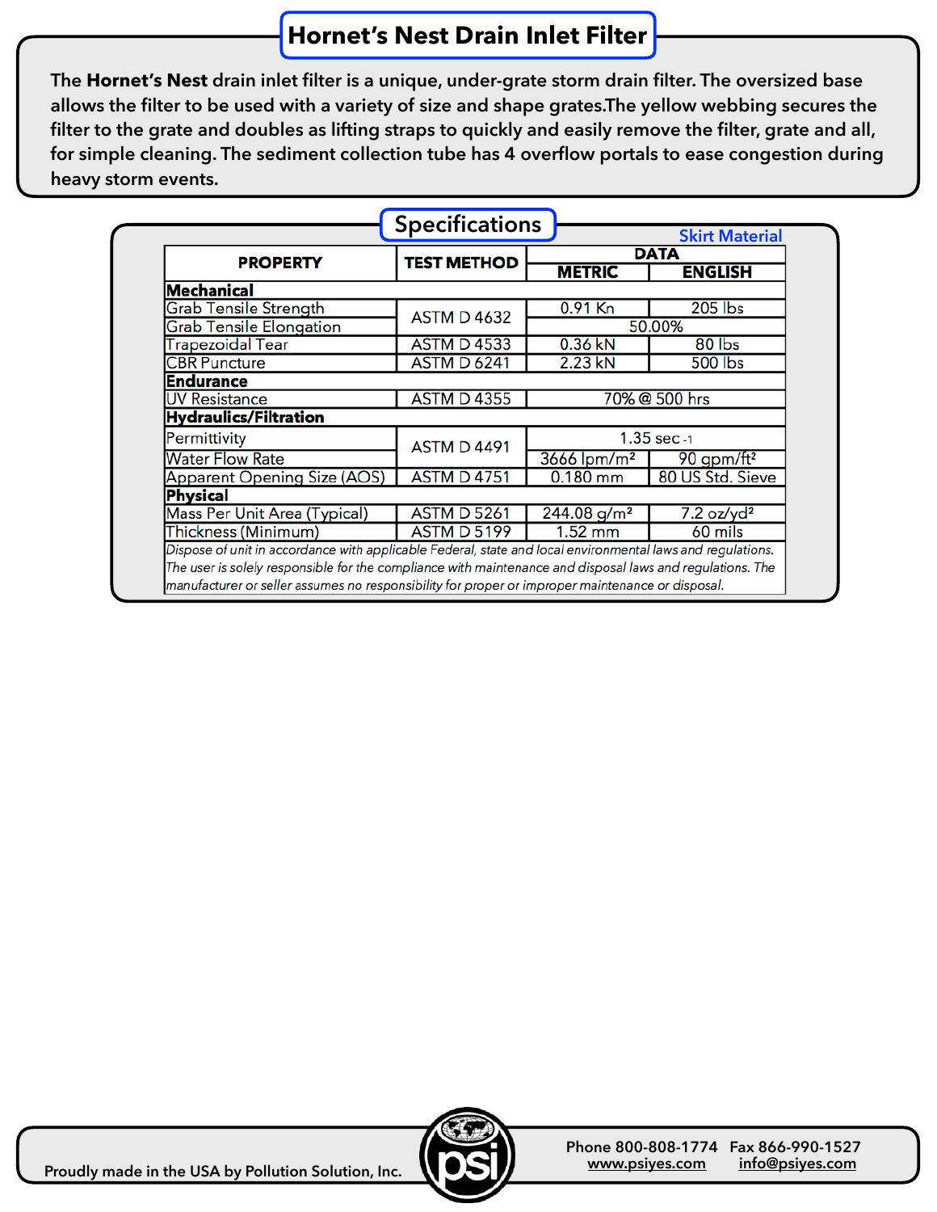# Hornet's Nest Drain Inlet Filter

The **Hornet's Nest** drain inlet filter is a unique, under-grate storm drain filter. The oversized base allows the filter to be used with a variety of size and shape grates.The yellow webbing secures the filter to the grate and doubles as lifting straps to quickly and easily remove the filter, grate and all, for simple cleaning. The sediment collection tube has 4 overflow portals to ease congestion during heavy storm events.

## Specifications

Skirt Material

| PROPERTY | TEST METHOD | DATA | |
|---|---|---|---|
| | | METRIC | ENGLISH |
| **Mechanical** | | | |
| Grab Tensile Strength | ASTM D 4632 | 0.91 Kn | 205 lbs |
| Grab Tensile Elongation | ASTM D 4632 | 50.00% | |
| Trapezoidal Tear | ASTM D 4533 | 0.36 kN | 80 lbs |
| CBR Puncture | ASTM D 6241 | 2.23 kN | 500 lbs |
| **Endurance** | | | |
| UV Resistance | ASTM D 4355 | 70% @ 500 hrs | |
| **Hydraulics/Filtration** | | | |
| Permittivity | ASTM D 4491 | 1.35 $sec^{-1}$ | |
| Water Flow Rate | ASTM D 4491 | 3666 lpm/m² | 90 gpm/ft² |
| Apparent Opening Size (AOS) | ASTM D 4751 | 0.180 mm | 80 US Std. Sieve |
| **Physical** | | | |
| Mass Per Unit Area (Typical) | ASTM D 5261 | 244.08 g/m² | 7.2 oz/yd² |
| Thickness (Minimum) | ASTM D 5199 | 1.52 mm | 60 mils |

*Dispose of unit in accordance with applicable Federal, state and local environmental laws and regulations. The user is solely responsible for the compliance with maintenance and disposal laws and regulations. The manufacturer or seller assumes no responsibility for proper or improper maintenance or disposal.*

Proudly made in the USA by Pollution Solution, Inc.

Phone 800-808-1774 Fax 866-990-1527
www.psiyes.com info@psiyes.com